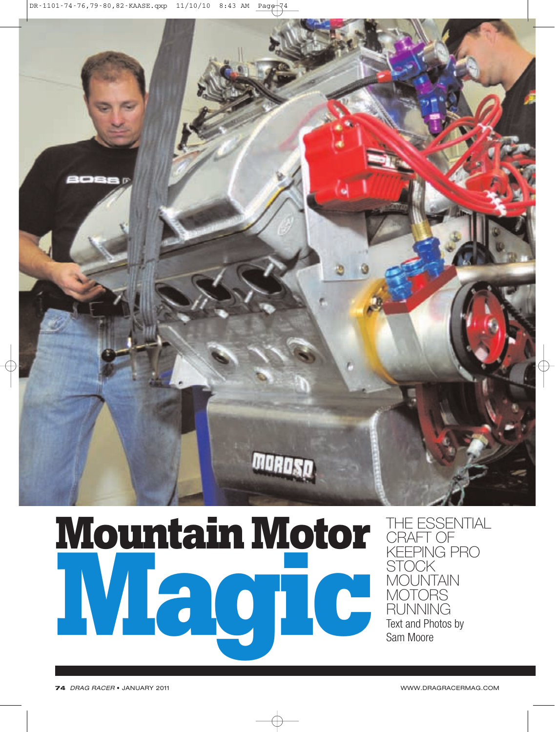# Mountain Motor Magic

THE ESSENTIAL CRAFT OF KEEPING PRO STOCK MOUNTAIN MOTORS RUNNING

Text and Photos by Sam Moore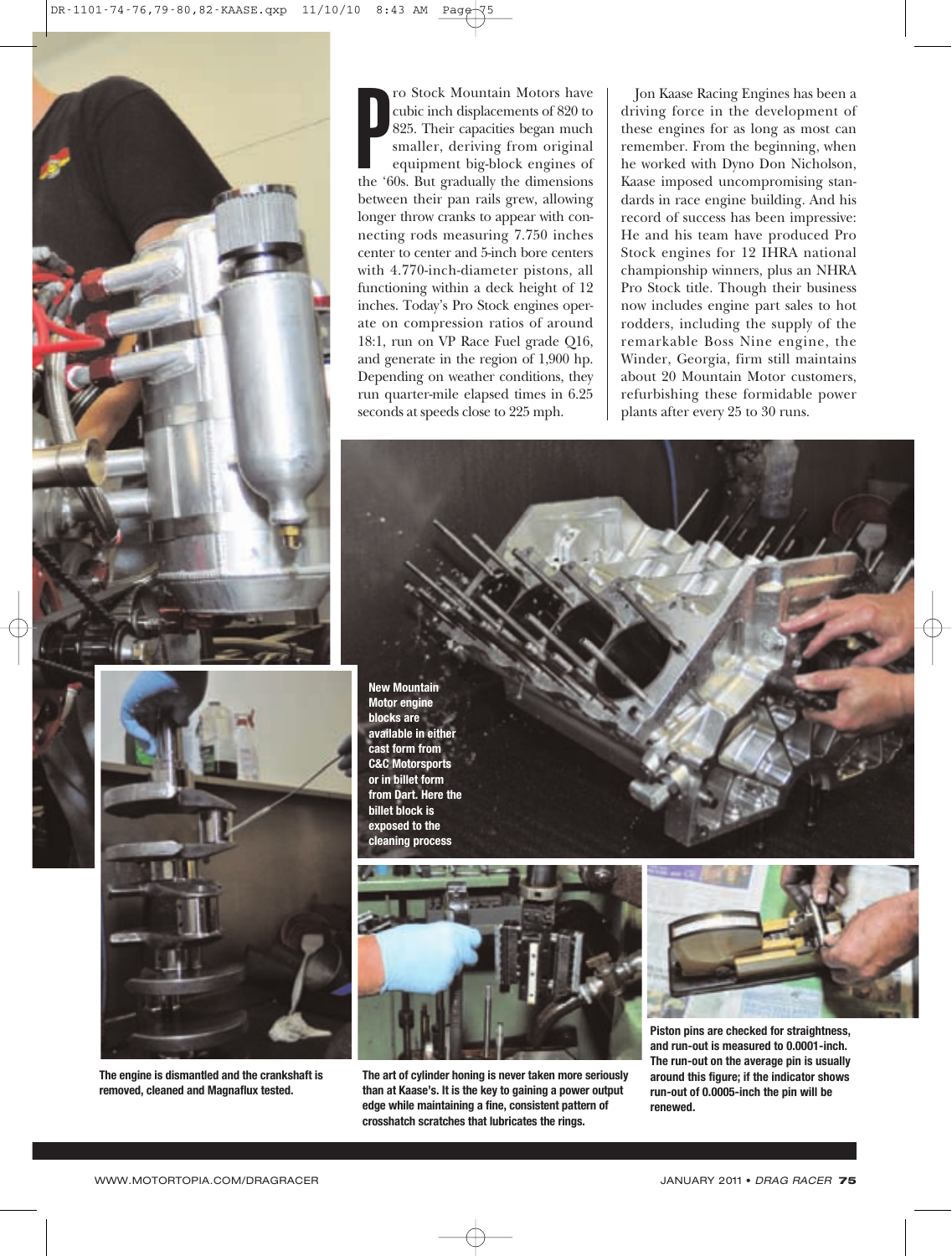Pro Stock Mountain Motors have cubic inch displacements of 820 to 825. Their capacities began much smaller, deriving from original equipment big-block engines of the '60s. But gradually the dimensions between their pan rails grew, allowing longer throw cranks to appear with connecting rods measuring 7.750 inches center to center and 5-inch bore centers with 4.770-inch-diameter pistons, all functioning within a deck height of 12 inches. Today's Pro Stock engines operate on compression ratios of around 18:1, run on VP Race Fuel grade Q16, and generate in the region of 1,900 hp. Depending on weather conditions, they run quarter-mile elapsed times in 6.25 seconds at speeds close to 225 mph.

Jon Kaase Racing Engines has been a driving force in the development of these engines for as long as most can remember. From the beginning, when he worked with Dyno Don Nicholson, Kaase imposed uncompromising standards in race engine building. And his record of success has been impressive: He and his team have produced Pro Stock engines for 12 IHRA national championship winners, plus an NHRA Pro Stock title. Though their business now includes engine part sales to hot rodders, including the supply of the remarkable Boss Nine engine, the Winder, Georgia, firm still maintains about 20 Mountain Motor customers, refurbishing these formidable power plants after every 25 to 30 runs.

**New Mountain Motor engine blocks are available in either cast form from C&C Motorsports or in billet form from Dart. Here the billet block is exposed to the cleaning process**

**The engine is dismantled and the crankshaft is removed, cleaned and Magnaflux tested.**

**The art of cylinder honing is never taken more seriously than at Kaase's. It is the key to gaining a power output edge while maintaining a fine, consistent pattern of crosshatch scratches that lubricates the rings.**

**Piston pins are checked for straightness, and run-out is measured to 0.0001-inch. The run-out on the average pin is usually around this figure; if the indicator shows run-out of 0.0005-inch the pin will be renewed.**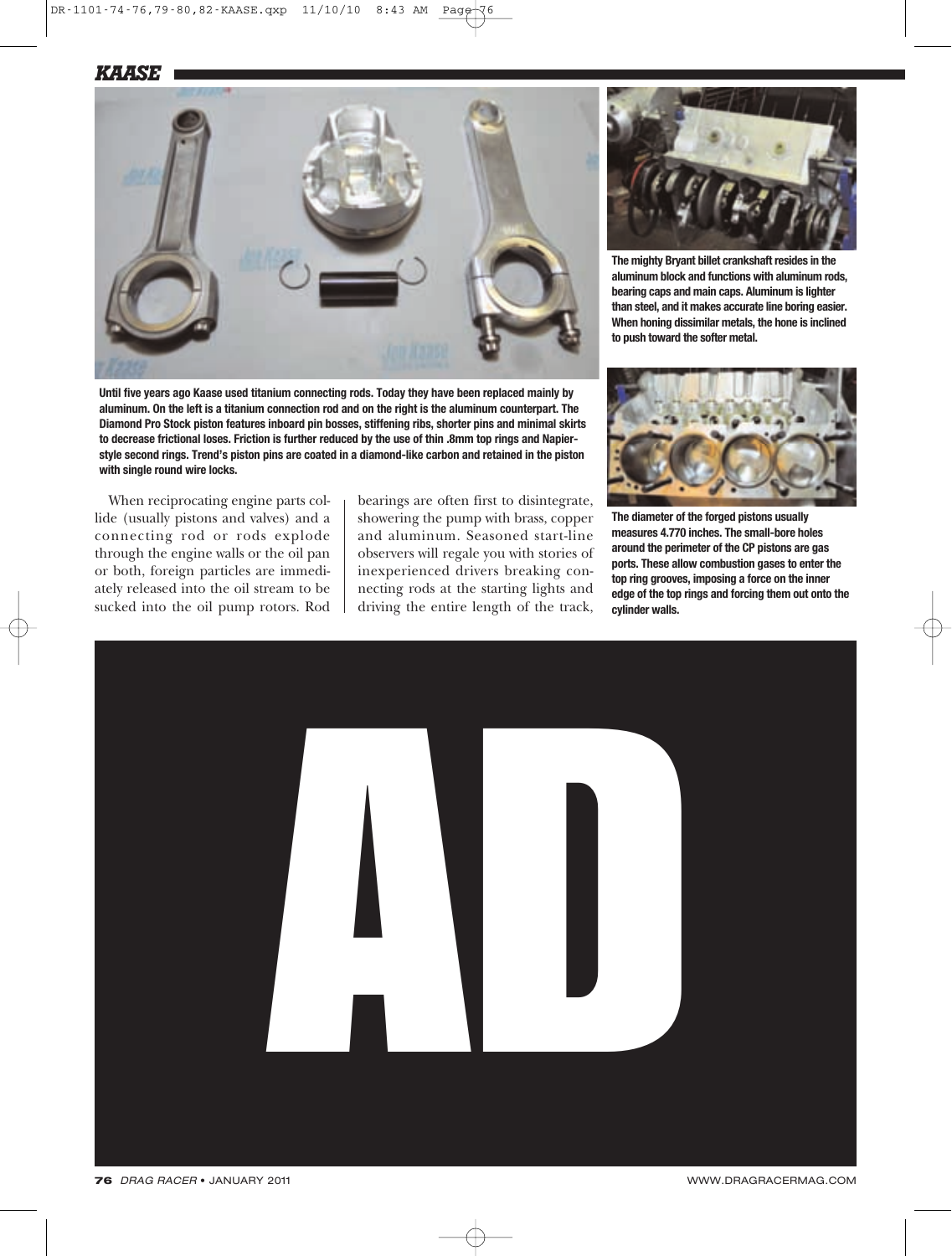Until five years ago Kaase used titanium connecting rods. Today they have been replaced mainly by aluminum. On the left is a titanium connection rod and on the right is the aluminum counterpart. The Diamond Pro Stock piston features inboard pin bosses, stiffening ribs, shorter pins and minimal skirts to decrease frictional loses. Friction is further reduced by the use of thin .8mm top rings and Napier-style second rings. Trend's piston pins are coated in a diamond-like carbon and retained in the piston with single round wire locks.

The mighty Bryant billet crankshaft resides in the aluminum block and functions with aluminum rods, bearing caps and main caps. Aluminum is lighter than steel, and it makes accurate line boring easier. When honing dissimilar metals, the hone is inclined to push toward the softer metal.

The diameter of the forged pistons usually measures 4.770 inches. The small-bore holes around the perimeter of the CP pistons are gas ports. These allow combustion gases to enter the top ring grooves, imposing a force on the inner edge of the top rings and forcing them out onto the cylinder walls.

When reciprocating engine parts collide (usually pistons and valves) and a connecting rod or rods explode through the engine walls or the oil pan or both, foreign particles are immediately released into the oil stream to be sucked into the oil pump rotors. Rod bearings are often first to disintegrate, showering the pump with brass, copper and aluminum. Seasoned start-line observers will regale you with stories of inexperienced drivers breaking connecting rods at the starting lights and driving the entire length of the track,

AD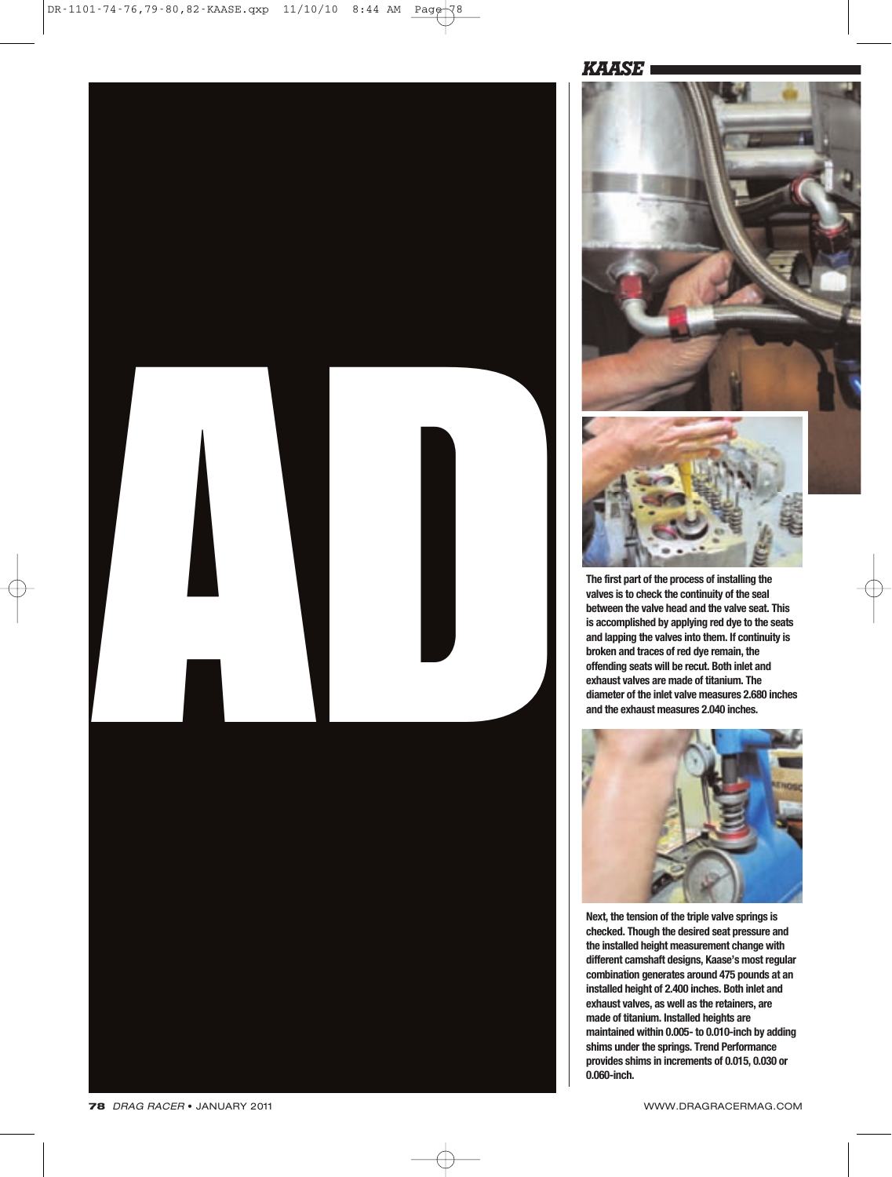The first part of the process of installing the valves is to check the continuity of the seal between the valve head and the valve seat. This is accomplished by applying red dye to the seats and lapping the valves into them. If continuity is broken and traces of red dye remain, the offending seats will be recut. Both inlet and exhaust valves are made of titanium. The diameter of the inlet valve measures 2.680 inches and the exhaust measures 2.040 inches.

Next, the tension of the triple valve springs is checked. Though the desired seat pressure and the installed height measurement change with different camshaft designs, Kaase's most regular combination generates around 475 pounds at an installed height of 2.400 inches. Both inlet and exhaust valves, as well as the retainers, are made of titanium. Installed heights are maintained within 0.005- to 0.010-inch by adding shims under the springs. Trend Performance provides shims in increments of 0.015, 0.030 or 0.060-inch.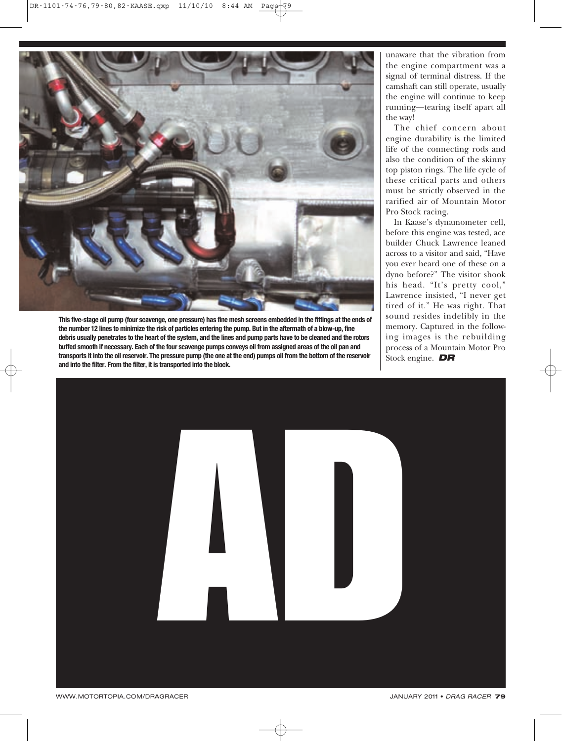This five-stage oil pump (four scavenge, one pressure) has fine mesh screens embedded in the fittings at the ends of the number 12 lines to minimize the risk of particles entering the pump. But in the aftermath of a blow-up, fine debris usually penetrates to the heart of the system, and the lines and pump parts have to be cleaned and the rotors buffed smooth if necessary. Each of the four scavenge pumps conveys oil from assigned areas of the oil pan and transports it into the oil reservoir. The pressure pump (the one at the end) pumps oil from the bottom of the reservoir and into the filter. From the filter, it is transported into the block.

unaware that the vibration from the engine compartment was a signal of terminal distress. If the camshaft can still operate, usually the engine will continue to keep running—tearing itself apart all the way!

The chief concern about engine durability is the limited life of the connecting rods and also the condition of the skinny top piston rings. The life cycle of these critical parts and others must be strictly observed in the rarified air of Mountain Motor Pro Stock racing.

In Kaase's dynamometer cell, before this engine was tested, ace builder Chuck Lawrence leaned across to a visitor and said, "Have you ever heard one of these on a dyno before?" The visitor shook his head. "It's pretty cool," Lawrence insisted, "I never get tired of it." He was right. That sound resides indelibly in the memory. Captured in the following images is the rebuilding process of a Mountain Motor Pro Stock engine. ***DR***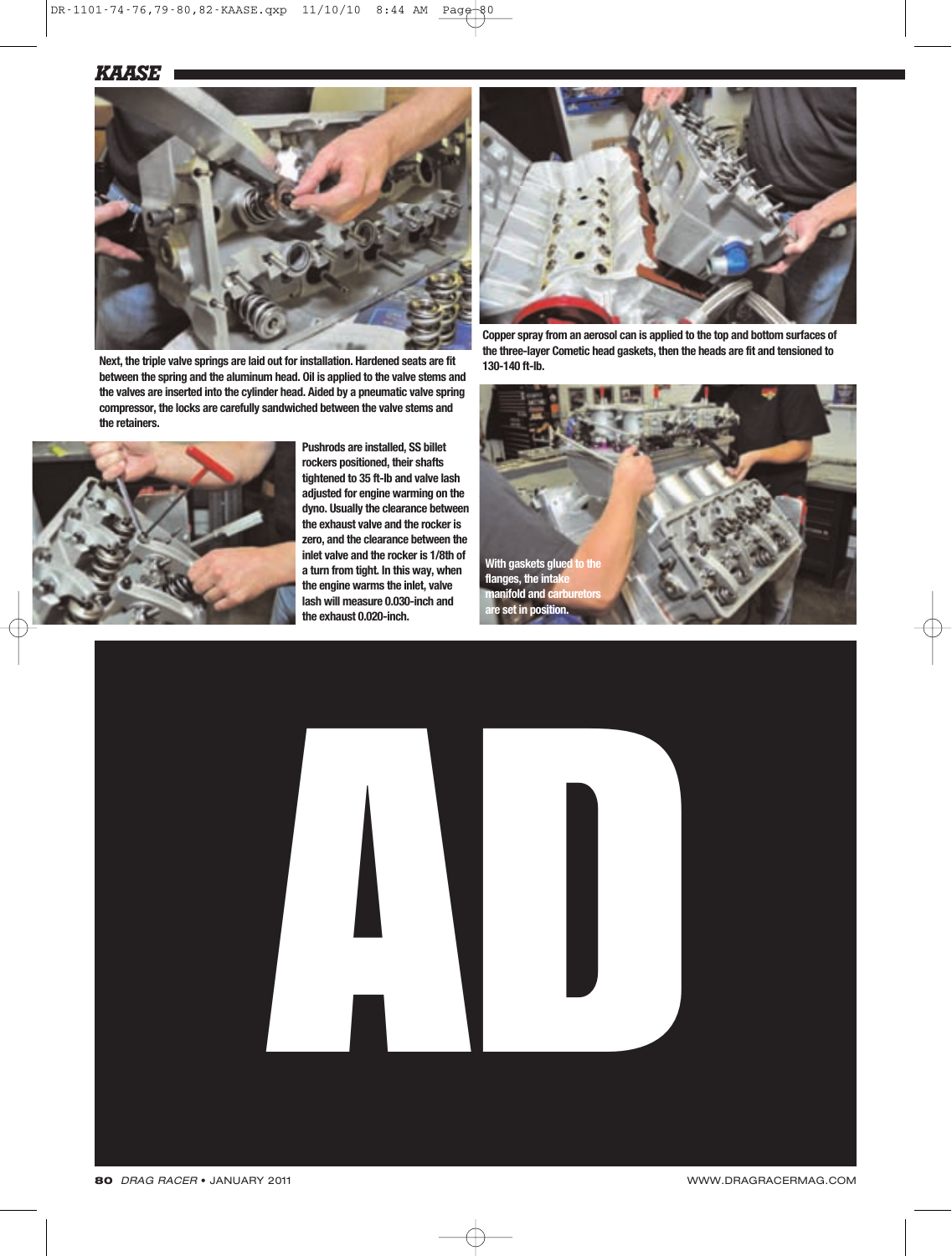Next, the triple valve springs are laid out for installation. Hardened seats are fit between the spring and the aluminum head. Oil is applied to the valve stems and the valves are inserted into the cylinder head. Aided by a pneumatic valve spring compressor, the locks are carefully sandwiched between the valve stems and the retainers.

Copper spray from an aerosol can is applied to the top and bottom surfaces of the three-layer Cometic head gaskets, then the heads are fit and tensioned to 130-140 ft-lb.

Pushrods are installed, SS billet rockers positioned, their shafts tightened to 35 ft-lb and valve lash adjusted for engine warming on the dyno. Usually the clearance between the exhaust valve and the rocker is zero, and the clearance between the inlet valve and the rocker is 1/8th of a turn from tight. In this way, when the engine warms the inlet, valve lash will measure 0.030-inch and the exhaust 0.020-inch.

With gaskets glued to the flanges, the intake manifold and carburetors are set in position.

AD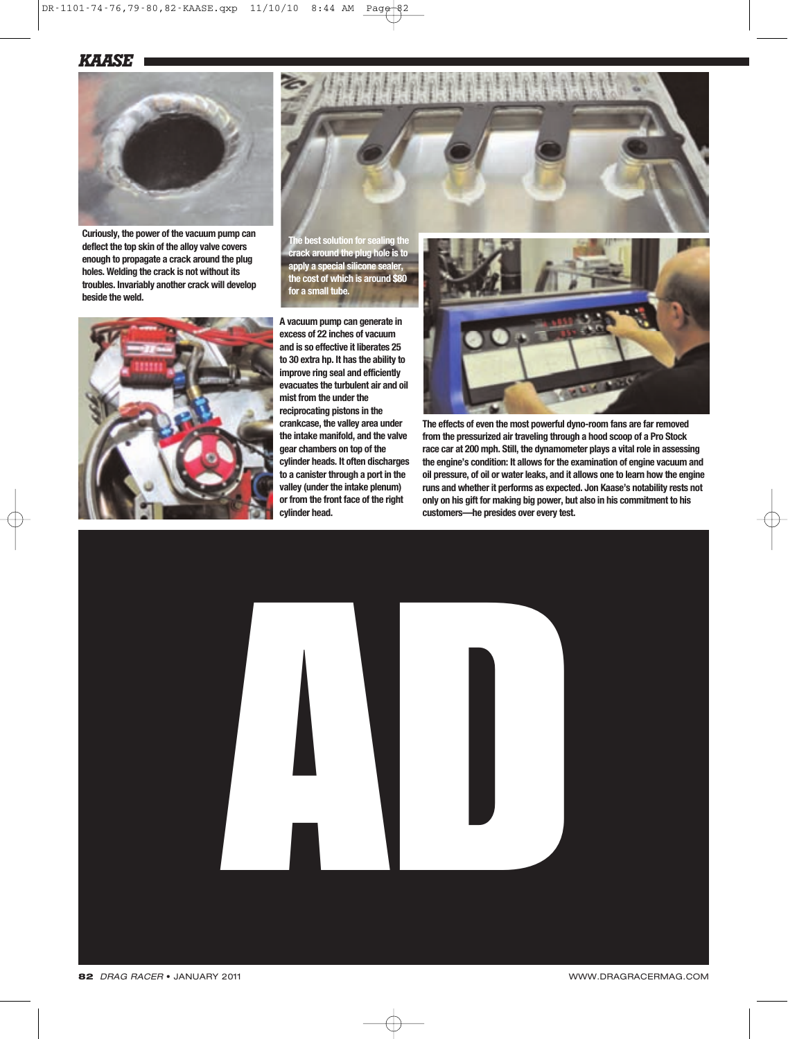Curiously, the power of the vacuum pump can deflect the top skin of the alloy valve covers enough to propagate a crack around the plug holes. Welding the crack is not without its troubles. Invariably another crack will develop beside the weld.

The best solution for sealing the crack around the plug hole is to apply a special silicone sealer, the cost of which is around $80 for a small tube.

A vacuum pump can generate in excess of 22 inches of vacuum and is so effective it liberates 25 to 30 extra hp. It has the ability to improve ring seal and efficiently evacuates the turbulent air and oil mist from the under the reciprocating pistons in the crankcase, the valley area under the intake manifold, and the valve gear chambers on top of the cylinder heads. It often discharges to a canister through a port in the valley (under the intake plenum) or from the front face of the right cylinder head.

The effects of even the most powerful dyno-room fans are far removed from the pressurized air traveling through a hood scoop of a Pro Stock race car at 200 mph. Still, the dynamometer plays a vital role in assessing the engine's condition: It allows for the examination of engine vacuum and oil pressure, of oil or water leaks, and it allows one to learn how the engine runs and whether it performs as expected. Jon Kaase's notability rests not only on his gift for making big power, but also in his commitment to his customers—he presides over every test.

AD